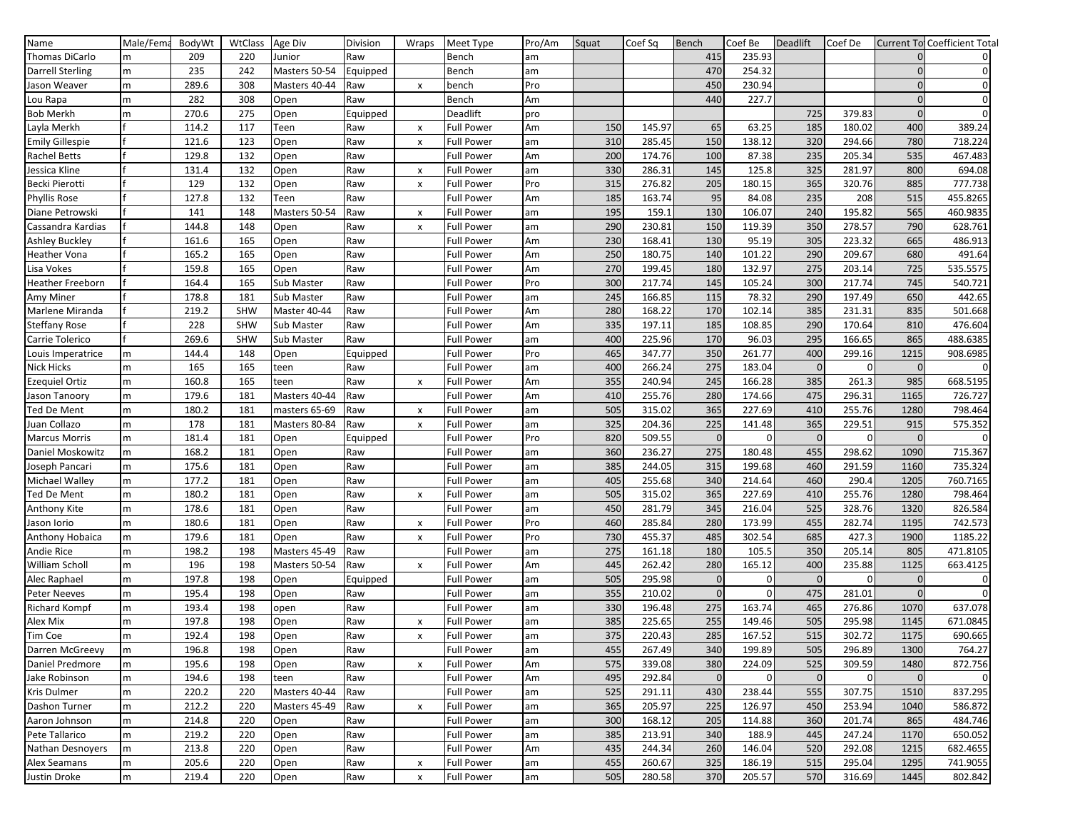| Name | Male/Fema | BodyWt | WtClass | Age Div | Division | Wraps | Meet Type | Pro/Am | Squat | Coef Sq | Bench | Coef Be | Deadlift | Coef De | Current To | Coefficient Total |
|---|---|---|---|---|---|---|---|---|---|---|---|---|---|---|---|---|
| Thomas DiCarlo | m | 209 | 220 | Junior | Raw | | Bench | am | | | 415 | 235.93 | | | 0 | 0 |
| Darrell Sterling | m | 235 | 242 | Masters 50-54 | Equipped | | Bench | am | | | 470 | 254.32 | | | 0 | 0 |
| Jason Weaver | m | 289.6 | 308 | Masters 40-44 | Raw | x | bench | Pro | | | 450 | 230.94 | | | 0 | 0 |
| Lou Rapa | m | 282 | 308 | Open | Raw | | Bench | Am | | | 440 | 227.7 | | | 0 | 0 |
| Bob Merkh | m | 270.6 | 275 | Open | Equipped | | Deadlift | pro | | | | | 725 | 379.83 | 0 | 0 |
| Layla Merkh | f | 114.2 | 117 | Teen | Raw | x | Full Power | Am | 150 | 145.97 | 65 | 63.25 | 185 | 180.02 | 400 | 389.24 |
| Emily Gillespie | f | 121.6 | 123 | Open | Raw | x | Full Power | am | 310 | 285.45 | 150 | 138.12 | 320 | 294.66 | 780 | 718.224 |
| Rachel Betts | f | 129.8 | 132 | Open | Raw | | Full Power | Am | 200 | 174.76 | 100 | 87.38 | 235 | 205.34 | 535 | 467.483 |
| Jessica Kline | f | 131.4 | 132 | Open | Raw | x | Full Power | am | 330 | 286.31 | 145 | 125.8 | 325 | 281.97 | 800 | 694.08 |
| Becki Pierotti | f | 129 | 132 | Open | Raw | x | Full Power | Pro | 315 | 276.82 | 205 | 180.15 | 365 | 320.76 | 885 | 777.738 |
| Phyllis Rose | f | 127.8 | 132 | Teen | Raw | | Full Power | Am | 185 | 163.74 | 95 | 84.08 | 235 | 208 | 515 | 455.8265 |
| Diane Petrowski | f | 141 | 148 | Masters 50-54 | Raw | x | Full Power | am | 195 | 159.1 | 130 | 106.07 | 240 | 195.82 | 565 | 460.9835 |
| Cassandra Kardias | f | 144.8 | 148 | Open | Raw | x | Full Power | am | 290 | 230.81 | 150 | 119.39 | 350 | 278.57 | 790 | 628.761 |
| Ashley Buckley | f | 161.6 | 165 | Open | Raw | | Full Power | Am | 230 | 168.41 | 130 | 95.19 | 305 | 223.32 | 665 | 486.913 |
| Heather Vona | f | 165.2 | 165 | Open | Raw | | Full Power | Am | 250 | 180.75 | 140 | 101.22 | 290 | 209.67 | 680 | 491.64 |
| Lisa Vokes | f | 159.8 | 165 | Open | Raw | | Full Power | Am | 270 | 199.45 | 180 | 132.97 | 275 | 203.14 | 725 | 535.5575 |
| Heather Freeborn | f | 164.4 | 165 | Sub Master | Raw | | Full Power | Pro | 300 | 217.74 | 145 | 105.24 | 300 | 217.74 | 745 | 540.721 |
| Amy Miner | f | 178.8 | 181 | Sub Master | Raw | | Full Power | am | 245 | 166.85 | 115 | 78.32 | 290 | 197.49 | 650 | 442.65 |
| Marlene Miranda | f | 219.2 | SHW | Master 40-44 | Raw | | Full Power | Am | 280 | 168.22 | 170 | 102.14 | 385 | 231.31 | 835 | 501.668 |
| Steffany Rose | f | 228 | SHW | Sub Master | Raw | | Full Power | Am | 335 | 197.11 | 185 | 108.85 | 290 | 170.64 | 810 | 476.604 |
| Carrie Tolerico | f | 269.6 | SHW | Sub Master | Raw | | Full Power | am | 400 | 225.96 | 170 | 96.03 | 295 | 166.65 | 865 | 488.6385 |
| Louis Imperatrice | m | 144.4 | 148 | Open | Equipped | | Full Power | Pro | 465 | 347.77 | 350 | 261.77 | 400 | 299.16 | 1215 | 908.6985 |
| Nick Hicks | m | 165 | 165 | teen | Raw | | Full Power | am | 400 | 266.24 | 275 | 183.04 | 0 | 0 | 0 | 0 |
| Ezequiel Ortiz | m | 160.8 | 165 | teen | Raw | x | Full Power | Am | 355 | 240.94 | 245 | 166.28 | 385 | 261.3 | 985 | 668.5195 |
| Jason Tanoory | m | 179.6 | 181 | Masters 40-44 | Raw | | Full Power | Am | 410 | 255.76 | 280 | 174.66 | 475 | 296.31 | 1165 | 726.727 |
| Ted De Ment | m | 180.2 | 181 | masters 65-69 | Raw | x | Full Power | am | 505 | 315.02 | 365 | 227.69 | 410 | 255.76 | 1280 | 798.464 |
| Juan Collazo | m | 178 | 181 | Masters 80-84 | Raw | x | Full Power | am | 325 | 204.36 | 225 | 141.48 | 365 | 229.51 | 915 | 575.352 |
| Marcus Morris | m | 181.4 | 181 | Open | Equipped | | Full Power | Pro | 820 | 509.55 | 0 | 0 | 0 | 0 | 0 | 0 |
| Daniel Moskowitz | m | 168.2 | 181 | Open | Raw | | Full Power | am | 360 | 236.27 | 275 | 180.48 | 455 | 298.62 | 1090 | 715.367 |
| Joseph Pancari | m | 175.6 | 181 | Open | Raw | | Full Power | am | 385 | 244.05 | 315 | 199.68 | 460 | 291.59 | 1160 | 735.324 |
| Michael Walley | m | 177.2 | 181 | Open | Raw | | Full Power | am | 405 | 255.68 | 340 | 214.64 | 460 | 290.4 | 1205 | 760.7165 |
| Ted De Ment | m | 180.2 | 181 | Open | Raw | x | Full Power | am | 505 | 315.02 | 365 | 227.69 | 410 | 255.76 | 1280 | 798.464 |
| Anthony Kite | m | 178.6 | 181 | Open | Raw | | Full Power | am | 450 | 281.79 | 345 | 216.04 | 525 | 328.76 | 1320 | 826.584 |
| Jason Iorio | m | 180.6 | 181 | Open | Raw | x | Full Power | Pro | 460 | 285.84 | 280 | 173.99 | 455 | 282.74 | 1195 | 742.573 |
| Anthony Hobaica | m | 179.6 | 181 | Open | Raw | x | Full Power | Pro | 730 | 455.37 | 485 | 302.54 | 685 | 427.3 | 1900 | 1185.22 |
| Andie Rice | m | 198.2 | 198 | Masters 45-49 | Raw | | Full Power | am | 275 | 161.18 | 180 | 105.5 | 350 | 205.14 | 805 | 471.8105 |
| William Scholl | m | 196 | 198 | Masters 50-54 | Raw | x | Full Power | Am | 445 | 262.42 | 280 | 165.12 | 400 | 235.88 | 1125 | 663.4125 |
| Alec Raphael | m | 197.8 | 198 | Open | Equipped | | Full Power | am | 505 | 295.98 | 0 | 0 | 0 | 0 | 0 | 0 |
| Peter Neeves | m | 195.4 | 198 | Open | Raw | | Full Power | am | 355 | 210.02 | 0 | 0 | 475 | 281.01 | 0 | 0 |
| Richard Kompf | m | 193.4 | 198 | open | Raw | | Full Power | am | 330 | 196.48 | 275 | 163.74 | 465 | 276.86 | 1070 | 637.078 |
| Alex Mix | m | 197.8 | 198 | Open | Raw | x | Full Power | am | 385 | 225.65 | 255 | 149.46 | 505 | 295.98 | 1145 | 671.0845 |
| Tim Coe | m | 192.4 | 198 | Open | Raw | x | Full Power | am | 375 | 220.43 | 285 | 167.52 | 515 | 302.72 | 1175 | 690.665 |
| Darren McGreevy | m | 196.8 | 198 | Open | Raw | | Full Power | am | 455 | 267.49 | 340 | 199.89 | 505 | 296.89 | 1300 | 764.27 |
| Daniel Predmore | m | 195.6 | 198 | Open | Raw | x | Full Power | Am | 575 | 339.08 | 380 | 224.09 | 525 | 309.59 | 1480 | 872.756 |
| Jake Robinson | m | 194.6 | 198 | teen | Raw | | Full Power | Am | 495 | 292.84 | 0 | 0 | 0 | 0 | 0 | 0 |
| Kris Dulmer | m | 220.2 | 220 | Masters 40-44 | Raw | | Full Power | am | 525 | 291.11 | 430 | 238.44 | 555 | 307.75 | 1510 | 837.295 |
| Dashon Turner | m | 212.2 | 220 | Masters 45-49 | Raw | x | Full Power | am | 365 | 205.97 | 225 | 126.97 | 450 | 253.94 | 1040 | 586.872 |
| Aaron Johnson | m | 214.8 | 220 | Open | Raw | | Full Power | am | 300 | 168.12 | 205 | 114.88 | 360 | 201.74 | 865 | 484.746 |
| Pete Tallarico | m | 219.2 | 220 | Open | Raw | | Full Power | am | 385 | 213.91 | 340 | 188.9 | 445 | 247.24 | 1170 | 650.052 |
| Nathan Desnoyers | m | 213.8 | 220 | Open | Raw | | Full Power | Am | 435 | 244.34 | 260 | 146.04 | 520 | 292.08 | 1215 | 682.4655 |
| Alex Seamans | m | 205.6 | 220 | Open | Raw | x | Full Power | am | 455 | 260.67 | 325 | 186.19 | 515 | 295.04 | 1295 | 741.9055 |
| Justin Droke | m | 219.4 | 220 | Open | Raw | x | Full Power | am | 505 | 280.58 | 370 | 205.57 | 570 | 316.69 | 1445 | 802.842 |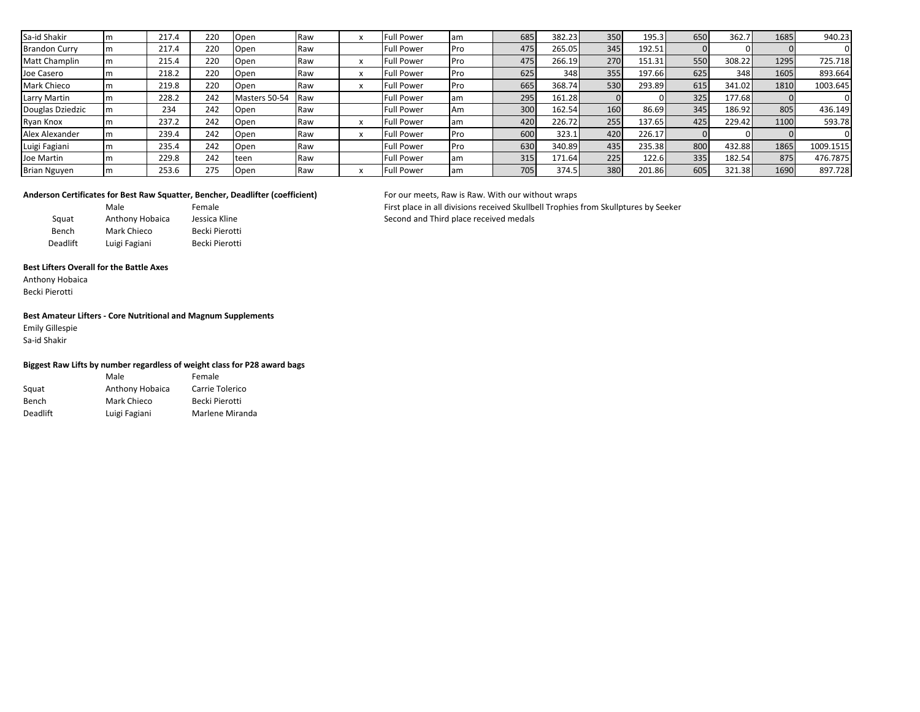| | | | | | | | | | | | | | | | | |
|---|---|---|---|---|---|---|---|---|---|---|---|---|---|---|---|---|
| Sa-id Shakir | m | 217.4 | 220 | Open | Raw | x | Full Power | am | 685 | 382.23 | 350 | 195.3 | 650 | 362.7 | 1685 | 940.23 |
| Brandon Curry | m | 217.4 | 220 | Open | Raw | | Full Power | Pro | 475 | 265.05 | 345 | 192.51 | 0 | 0 | 0 | 0 |
| Matt Champlin | m | 215.4 | 220 | Open | Raw | x | Full Power | Pro | 475 | 266.19 | 270 | 151.31 | 550 | 308.22 | 1295 | 725.718 |
| Joe Casero | m | 218.2 | 220 | Open | Raw | x | Full Power | Pro | 625 | 348 | 355 | 197.66 | 625 | 348 | 1605 | 893.664 |
| Mark Chieco | m | 219.8 | 220 | Open | Raw | x | Full Power | Pro | 665 | 368.74 | 530 | 293.89 | 615 | 341.02 | 1810 | 1003.645 |
| Larry Martin | m | 228.2 | 242 | Masters 50-54 | Raw | | Full Power | am | 295 | 161.28 | 0 | 0 | 325 | 177.68 | 0 | 0 |
| Douglas Dziedzic | m | 234 | 242 | Open | Raw | | Full Power | Am | 300 | 162.54 | 160 | 86.69 | 345 | 186.92 | 805 | 436.149 |
| Ryan Knox | m | 237.2 | 242 | Open | Raw | x | Full Power | am | 420 | 226.72 | 255 | 137.65 | 425 | 229.42 | 1100 | 593.78 |
| Alex Alexander | m | 239.4 | 242 | Open | Raw | x | Full Power | Pro | 600 | 323.1 | 420 | 226.17 | 0 | 0 | 0 | 0 |
| Luigi Fagiani | m | 235.4 | 242 | Open | Raw | | Full Power | Pro | 630 | 340.89 | 435 | 235.38 | 800 | 432.88 | 1865 | 1009.1515 |
| Joe Martin | m | 229.8 | 242 | teen | Raw | | Full Power | am | 315 | 171.64 | 225 | 122.6 | 335 | 182.54 | 875 | 476.7875 |
| Brian Nguyen | m | 253.6 | 275 | Open | Raw | x | Full Power | am | 705 | 374.5 | 380 | 201.86 | 605 | 321.38 | 1690 | 897.728 |

**Anderson Certificates for Best Raw Squatter, Bencher, Deadlifter (coefficient)**

| | Male | Female |
|---|---|---|
| Squat | Anthony Hobaica | Jessica Kline |
| Bench | Mark Chieco | Becki Pierotti |
| Deadlift | Luigi Fagiani | Becki Pierotti |

For our meets, Raw is Raw. With our without wraps

First place in all divisions received Skullbell Trophies from Skullptures by Seeker

Second and Third place received medals

**Best Lifters Overall for the Battle Axes**

Anthony Hobaica

Becki Pierotti

**Best Amateur Lifters - Core Nutritional and Magnum Supplements**

Emily Gillespie

Sa-id Shakir

**Biggest Raw Lifts by number regardless of weight class for P28 award bags**

| | Male | Female |
|---|---|---|
| Squat | Anthony Hobaica | Carrie Tolerico |
| Bench | Mark Chieco | Becki Pierotti |
| Deadlift | Luigi Fagiani | Marlene Miranda |